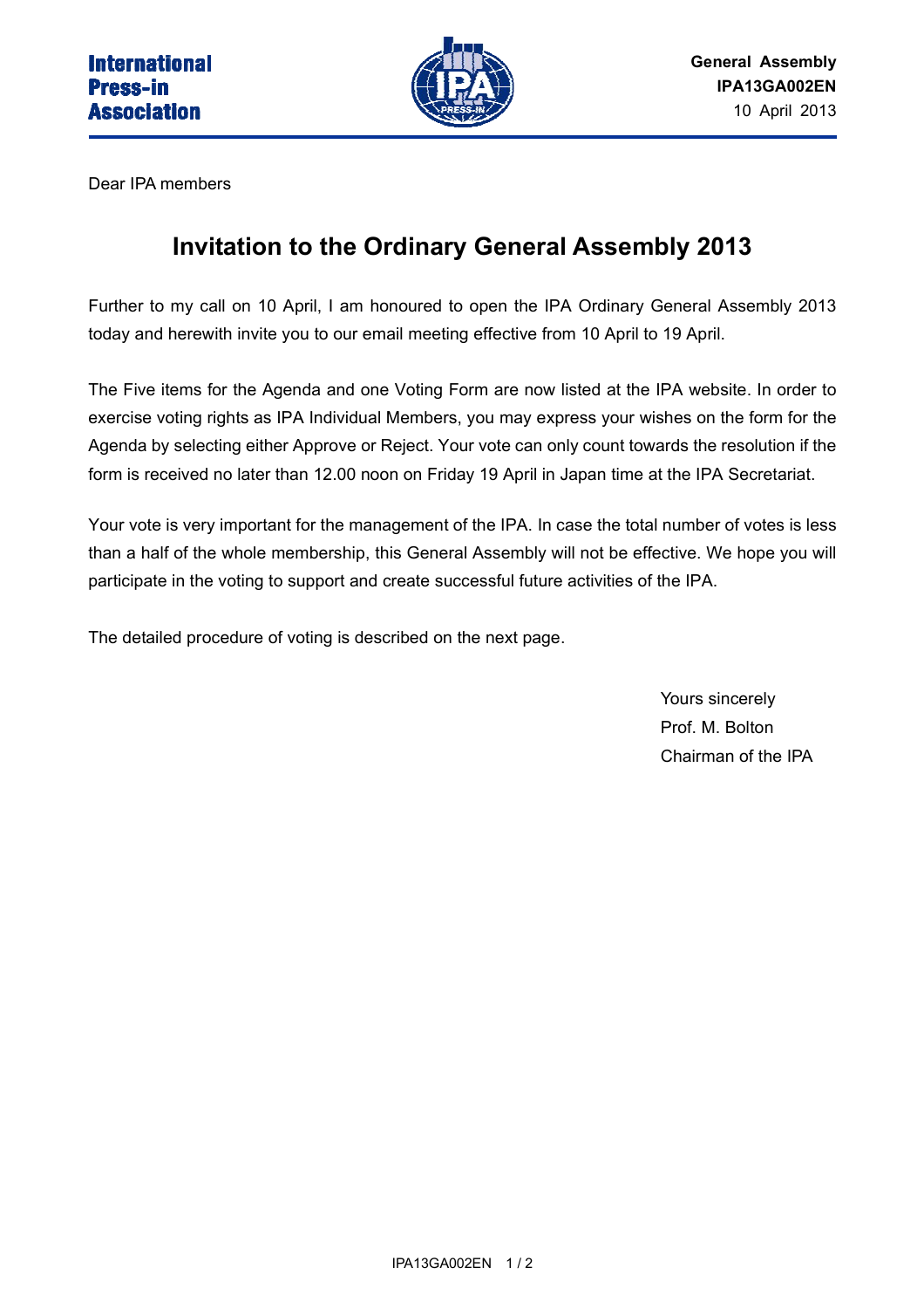International Press-in Association

**General Assembly**
**IPA13GA002EN**
10 April 2013

Dear IPA members

# Invitation to the Ordinary General Assembly 2013

Further to my call on 10 April, I am honoured to open the IPA Ordinary General Assembly 2013 today and herewith invite you to our email meeting effective from 10 April to 19 April.

The Five items for the Agenda and one Voting Form are now listed at the IPA website. In order to exercise voting rights as IPA Individual Members, you may express your wishes on the form for the Agenda by selecting either Approve or Reject. Your vote can only count towards the resolution if the form is received no later than 12.00 noon on Friday 19 April in Japan time at the IPA Secretariat.

Your vote is very important for the management of the IPA. In case the total number of votes is less than a half of the whole membership, this General Assembly will not be effective. We hope you will participate in the voting to support and create successful future activities of the IPA.

The detailed procedure of voting is described on the next page.

Yours sincerely
Prof. M. Bolton
Chairman of the IPA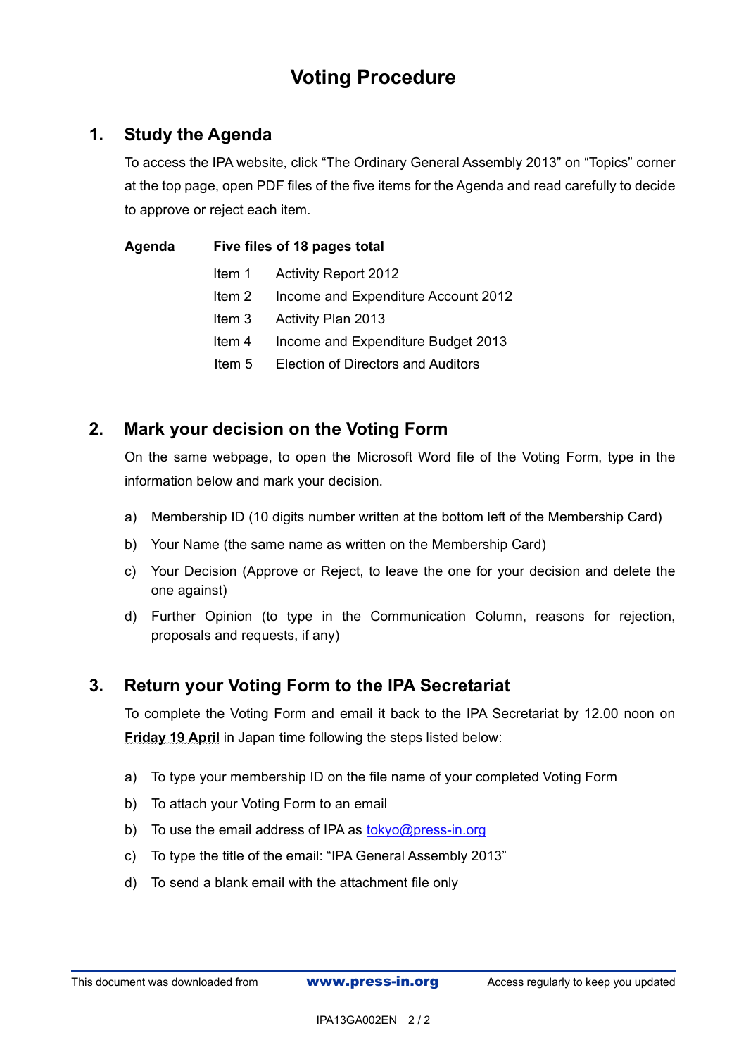# Voting Procedure

## 1. Study the Agenda

To access the IPA website, click "The Ordinary General Assembly 2013" on "Topics" corner at the top page, open PDF files of the five items for the Agenda and read carefully to decide to approve or reject each item.

| **Agenda** | **Five files of 18 pages total** | |
|---|---|---|
| | Item 1 | Activity Report 2012 |
| | Item 2 | Income and Expenditure Account 2012 |
| | Item 3 | Activity Plan 2013 |
| | Item 4 | Income and Expenditure Budget 2013 |
| | Item 5 | Election of Directors and Auditors |

## 2. Mark your decision on the Voting Form

On the same webpage, to open the Microsoft Word file of the Voting Form, type in the information below and mark your decision.

a) Membership ID (10 digits number written at the bottom left of the Membership Card)

b) Your Name (the same name as written on the Membership Card)

c) Your Decision (Approve or Reject, to leave the one for your decision and delete the one against)

d) Further Opinion (to type in the Communication Column, reasons for rejection, proposals and requests, if any)

## 3. Return your Voting Form to the IPA Secretariat

To complete the Voting Form and email it back to the IPA Secretariat by 12.00 noon on **Friday 19 April** in Japan time following the steps listed below:

a) To type your membership ID on the file name of your completed Voting Form

b) To attach your Voting Form to an email

b) To use the email address of IPA as tokyo@press-in.org

c) To type the title of the email: "IPA General Assembly 2013"

d) To send a blank email with the attachment file only

This document was downloaded from **www.press-in.org** Access regularly to keep you updated

IPA13GA002EN